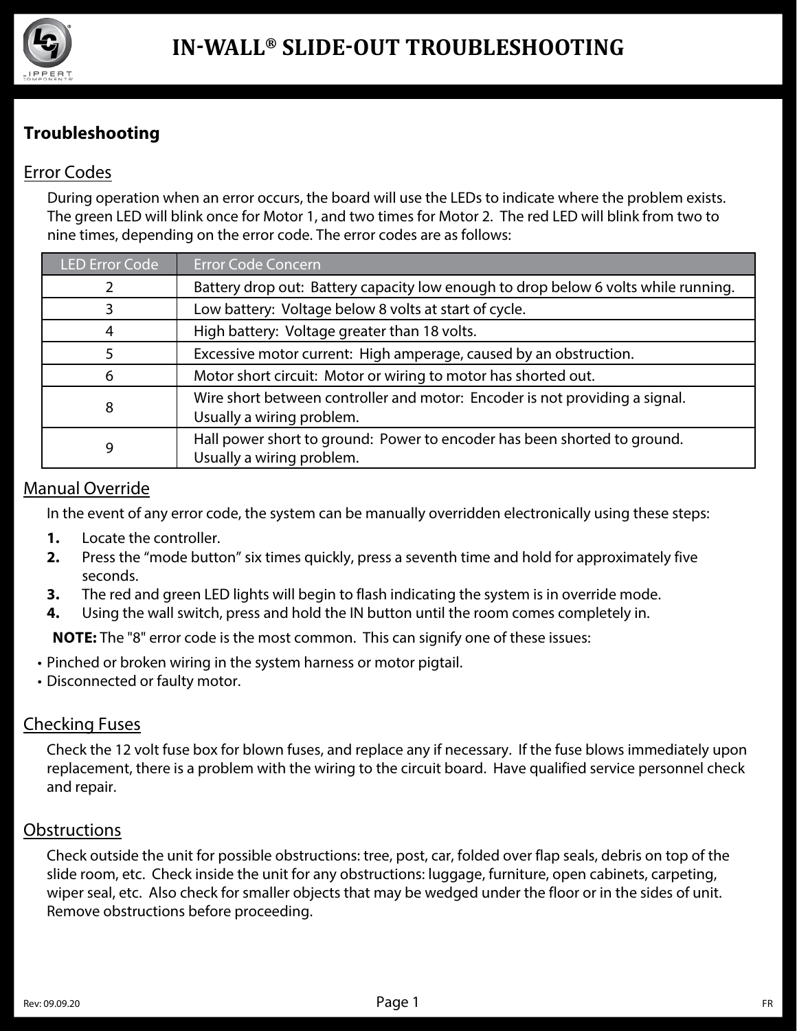# IN-WALL® SLIDE-OUT TROUBLESHOOTING

## Troubleshooting

### Error Codes

During operation when an error occurs, the board will use the LEDs to indicate where the problem exists. The green LED will blink once for Motor 1, and two times for Motor 2. The red LED will blink from two to nine times, depending on the error code. The error codes are as follows:

| LED Error Code | Error Code Concern |
|---|---|
| 2 | Battery drop out: Battery capacity low enough to drop below 6 volts while running. |
| 3 | Low battery: Voltage below 8 volts at start of cycle. |
| 4 | High battery: Voltage greater than 18 volts. |
| 5 | Excessive motor current: High amperage, caused by an obstruction. |
| 6 | Motor short circuit: Motor or wiring to motor has shorted out. |
| 8 | Wire short between controller and motor: Encoder is not providing a signal. Usually a wiring problem. |
| 9 | Hall power short to ground: Power to encoder has been shorted to ground. Usually a wiring problem. |

### Manual Override

In the event of any error code, the system can be manually overridden electronically using these steps:

1. Locate the controller.
2. Press the “mode button” six times quickly, press a seventh time and hold for approximately five seconds.
3. The red and green LED lights will begin to flash indicating the system is in override mode.
4. Using the wall switch, press and hold the IN button until the room comes completely in.

**NOTE:** The "8" error code is the most common. This can signify one of these issues:

- Pinched or broken wiring in the system harness or motor pigtail.
- Disconnected or faulty motor.

### Checking Fuses

Check the 12 volt fuse box for blown fuses, and replace any if necessary. If the fuse blows immediately upon replacement, there is a problem with the wiring to the circuit board. Have qualified service personnel check and repair.

### Obstructions

Check outside the unit for possible obstructions: tree, post, car, folded over flap seals, debris on top of the slide room, etc. Check inside the unit for any obstructions: luggage, furniture, open cabinets, carpeting, wiper seal, etc. Also check for smaller objects that may be wedged under the floor or in the sides of unit. Remove obstructions before proceeding.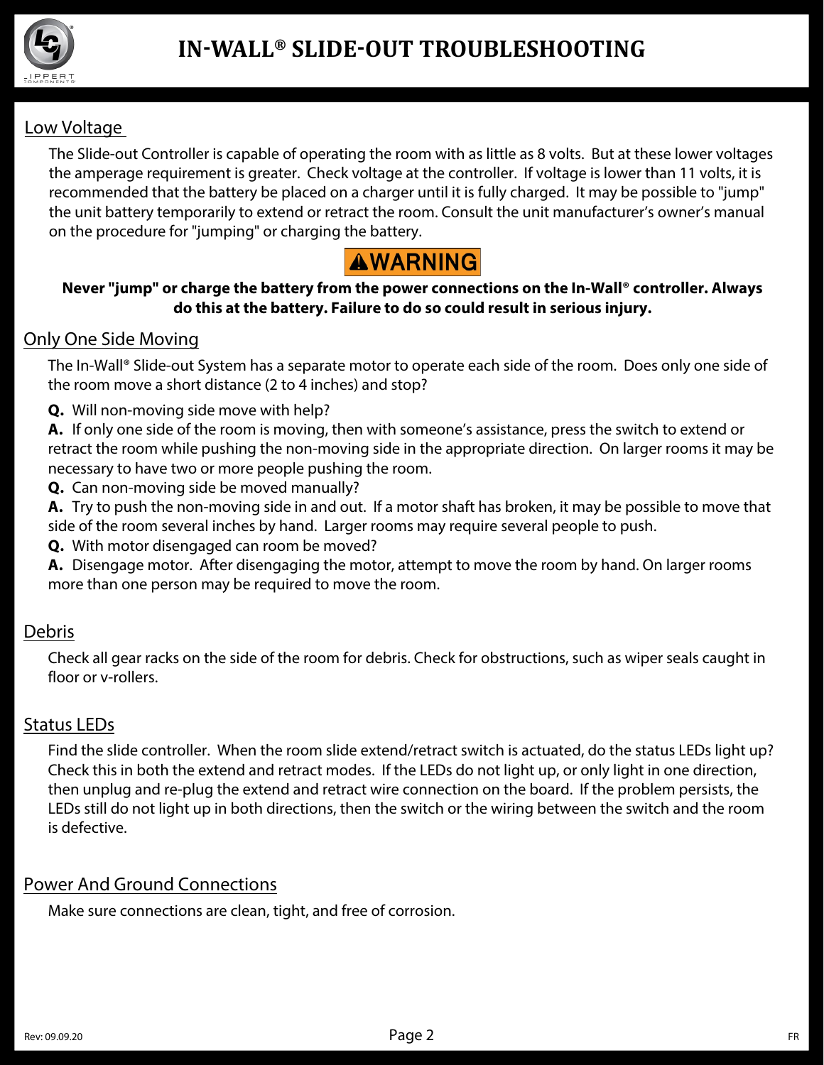# IN-WALL® SLIDE-OUT TROUBLESHOOTING

## Low Voltage

The Slide-out Controller is capable of operating the room with as little as 8 volts. But at these lower voltages the amperage requirement is greater. Check voltage at the controller. If voltage is lower than 11 volts, it is recommended that the battery be placed on a charger until it is fully charged. It may be possible to "jump" the unit battery temporarily to extend or retract the room. Consult the unit manufacturer's owner's manual on the procedure for "jumping" or charging the battery.

**⚠WARNING**

**Never "jump" or charge the battery from the power connections on the In-Wall® controller. Always do this at the battery. Failure to do so could result in serious injury.**

## Only One Side Moving

The In-Wall® Slide-out System has a separate motor to operate each side of the room. Does only one side of the room move a short distance (2 to 4 inches) and stop?

**Q.** Will non-moving side move with help?

**A.** If only one side of the room is moving, then with someone's assistance, press the switch to extend or retract the room while pushing the non-moving side in the appropriate direction. On larger rooms it may be necessary to have two or more people pushing the room.

**Q.** Can non-moving side be moved manually?

**A.** Try to push the non-moving side in and out. If a motor shaft has broken, it may be possible to move that side of the room several inches by hand. Larger rooms may require several people to push.

**Q.** With motor disengaged can room be moved?

**A.** Disengage motor. After disengaging the motor, attempt to move the room by hand. On larger rooms more than one person may be required to move the room.

## Debris

Check all gear racks on the side of the room for debris. Check for obstructions, such as wiper seals caught in floor or v-rollers.

## Status LEDs

Find the slide controller. When the room slide extend/retract switch is actuated, do the status LEDs light up? Check this in both the extend and retract modes. If the LEDs do not light up, or only light in one direction, then unplug and re-plug the extend and retract wire connection on the board. If the problem persists, the LEDs still do not light up in both directions, then the switch or the wiring between the switch and the room is defective.

## Power And Ground Connections

Make sure connections are clean, tight, and free of corrosion.

Rev: 09.09.20

FR